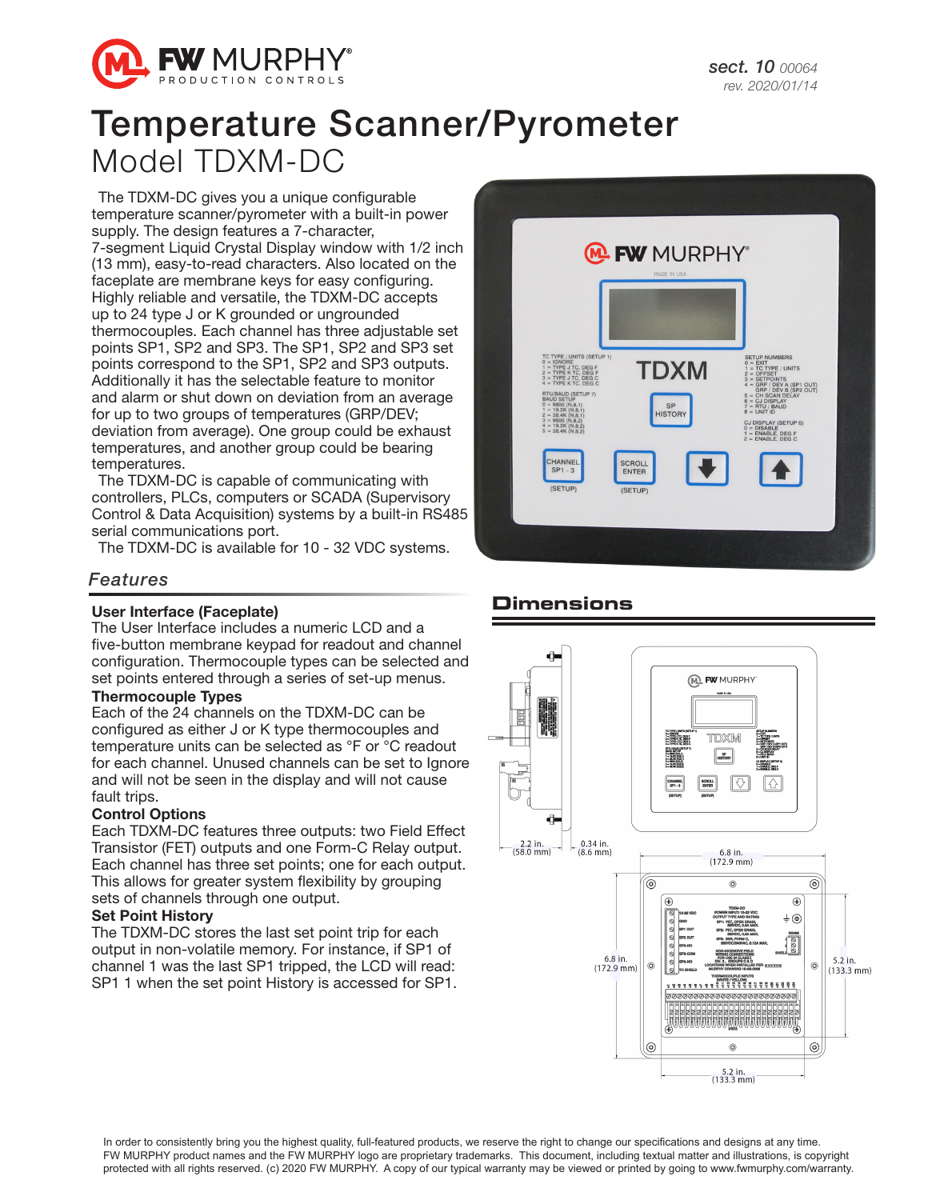sect. 10 00064
rev. 2020/01/14

# Temperature Scanner/Pyrometer

## Model TDXM-DC

The TDXM-DC gives you a unique configurable temperature scanner/pyrometer with a built-in power supply. The design features a 7-character, 7-segment Liquid Crystal Display window with 1/2 inch (13 mm), easy-to-read characters. Also located on the faceplate are membrane keys for easy configuring. Highly reliable and versatile, the TDXM-DC accepts up to 24 type J or K grounded or ungrounded thermocouples. Each channel has three adjustable set points SP1, SP2 and SP3. The SP1, SP2 and SP3 set points correspond to the SP1, SP2 and SP3 outputs. Additionally it has the selectable feature to monitor and alarm or shut down on deviation from an average for up to two groups of temperatures (GRP/DEV; deviation from average). One group could be exhaust temperatures, and another group could be bearing temperatures.

The TDXM-DC is capable of communicating with controllers, PLCs, computers or SCADA (Supervisory Control & Data Acquisition) systems by a built-in RS485 serial communications port.

The TDXM-DC is available for 10 - 32 VDC systems.

## Features

### User Interface (Faceplate)

The User Interface includes a numeric LCD and a five-button membrane keypad for readout and channel configuration. Thermocouple types can be selected and set points entered through a series of set-up menus.

### Thermocouple Types

Each of the 24 channels on the TDXM-DC can be configured as either J or K type thermocouples and temperature units can be selected as °F or °C readout for each channel. Unused channels can be set to Ignore and will not be seen in the display and will not cause fault trips.

### Control Options

Each TDXM-DC features three outputs: two Field Effect Transistor (FET) outputs and one Form-C Relay output. Each channel has three set points; one for each output. This allows for greater system flexibility by grouping sets of channels through one output.

### Set Point History

The TDXM-DC stores the last set point trip for each output in non-volatile memory. For instance, if SP1 of channel 1 was the last SP1 tripped, the LCD will read: SP1 1 when the set point History is accessed for SP1.

## Dimensions

2.2 in. (58.0 mm)
0.34 in. (8.6 mm)
6.8 in. (172.9 mm)
6.8 in. (172.9 mm)
5.2 in. (133.3 mm)
5.2 in. (133.3 mm)

In order to consistently bring you the highest quality, full-featured products, we reserve the right to change our specifications and designs at any time. FW MURPHY product names and the FW MURPHY logo are proprietary trademarks. This document, including textual matter and illustrations, is copyright protected with all rights reserved. (c) 2020 FW MURPHY. A copy of our typical warranty may be viewed or printed by going to www.fwmurphy.com/warranty.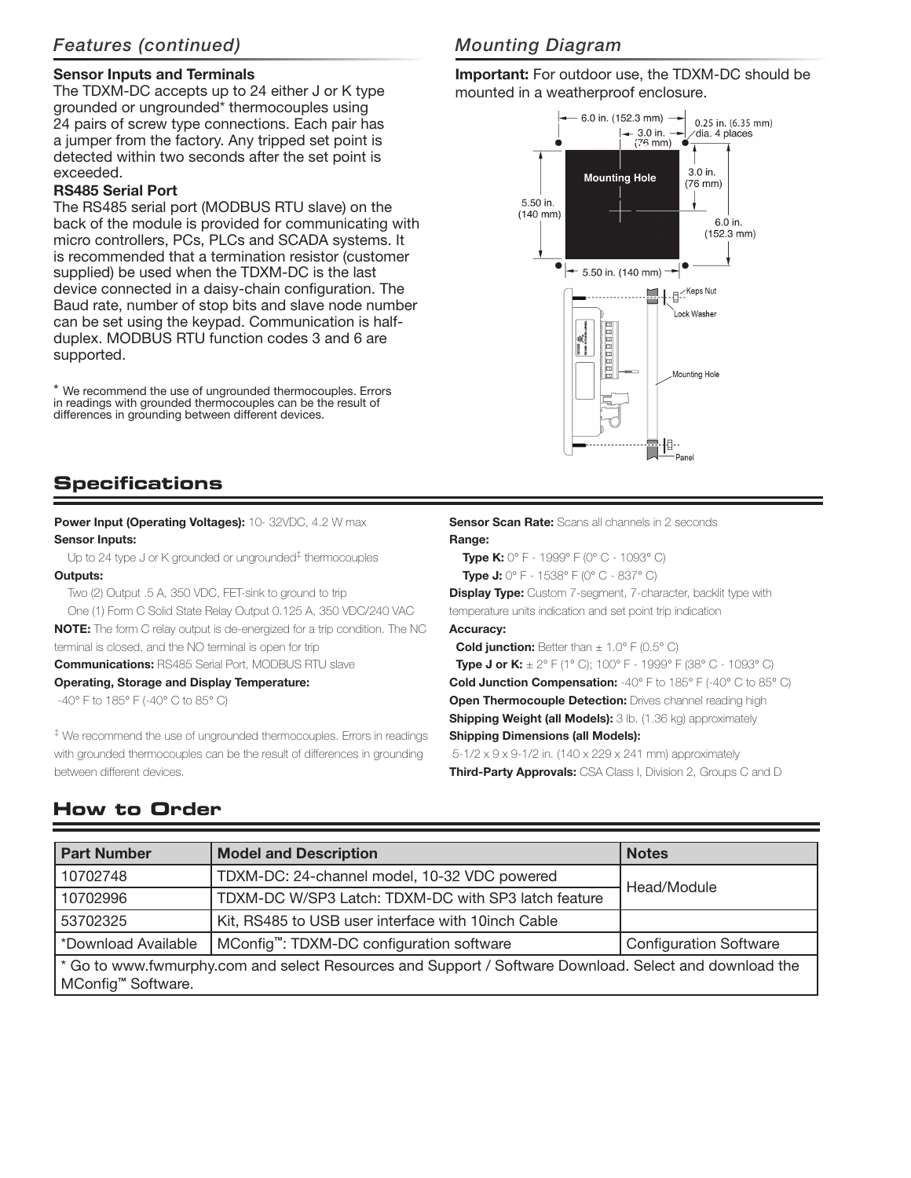## *Features (continued)*

**Sensor Inputs and Terminals**
The TDXM-DC accepts up to 24 either J or K type grounded or ungrounded* thermocouples using 24 pairs of screw type connections. Each pair has a jumper from the factory. Any tripped set point is detected within two seconds after the set point is exceeded.

**RS485 Serial Port**
The RS485 serial port (MODBUS RTU slave) on the back of the module is provided for communicating with micro controllers, PCs, PLCs and SCADA systems. It is recommended that a termination resistor (customer supplied) be used when the TDXM-DC is the last device connected in a daisy-chain configuration. The Baud rate, number of stop bits and slave node number can be set using the keypad. Communication is half-duplex. MODBUS RTU function codes 3 and 6 are supported.

\* We recommend the use of ungrounded thermocouples. Errors in readings with grounded thermocouples can be the result of differences in grounding between different devices.

## *Mounting Diagram*

**Important:** For outdoor use, the TDXM-DC should be mounted in a weatherproof enclosure.

6.0 in. (152.3 mm)
3.0 in. (76 mm)
0.25 in. (6.35 mm) dia. 4 places
Mounting Hole
3.0 in. (76 mm)
5.50 in. (140 mm)
6.0 in. (152.3 mm)
5.50 in. (140 mm)
Keps Nut
Lock Washer
Mounting Hole
Panel

## Specifications

**Power Input (Operating Voltages):** 10- 32VDC, 4.2 W max

**Sensor Inputs:**

Up to 24 type J or K grounded or ungrounded‡ thermocouples

**Outputs:**

Two (2) Output .5 A, 350 VDC, FET-sink to ground to trip

One (1) Form C Solid State Relay Output 0.125 A, 350 VDC/240 VAC

**NOTE:** The form C relay output is de-energized for a trip condition. The NC terminal is closed, and the NO terminal is open for trip

**Communications:** RS485 Serial Port, MODBUS RTU slave

**Operating, Storage and Display Temperature:**

-40° F to 185° F (-40° C to 85° C)

‡ We recommend the use of ungrounded thermocouples. Errors in readings with grounded thermocouples can be the result of differences in grounding between different devices.

**Sensor Scan Rate:** Scans all channels in 2 seconds

**Range:**

**Type K:** 0° F - 1999° F (0° C - 1093° C)

**Type J:** 0° F - 1538° F (0° C - 837° C)

**Display Type:** Custom 7-segment, 7-character, backlit type with temperature units indication and set point trip indication

**Accuracy:**

**Cold junction:** Better than ± 1.0° F (0.5° C)

**Type J or K:** ± 2° F (1° C); 100° F - 1999° F (38° C - 1093° C)

**Cold Junction Compensation:** -40° F to 185° F (-40° C to 85° C)

**Open Thermocouple Detection:** Drives channel reading high

**Shipping Weight (all Models):** 3 lb. (1.36 kg) approximately

**Shipping Dimensions (all Models):**

5-1/2 x 9 x 9-1/2 in. (140 x 229 x 241 mm) approximately

**Third-Party Approvals:** CSA Class I, Division 2, Groups C and D

## How to Order

| Part Number | Model and Description | Notes |
|---|---|---|
| 10702748 | TDXM-DC: 24-channel model, 10-32 VDC powered | Head/Module |
| 10702996 | TDXM-DC W/SP3 Latch: TDXM-DC with SP3 latch feature | |
| 53702325 | Kit, RS485 to USB user interface with 10inch Cable | |
| *Download Available | MConfig™: TDXM-DC configuration software | Configuration Software |
| * Go to www.fwmurphy.com and select Resources and Support / Software Download. Select and download the MConfig™ Software. | | |